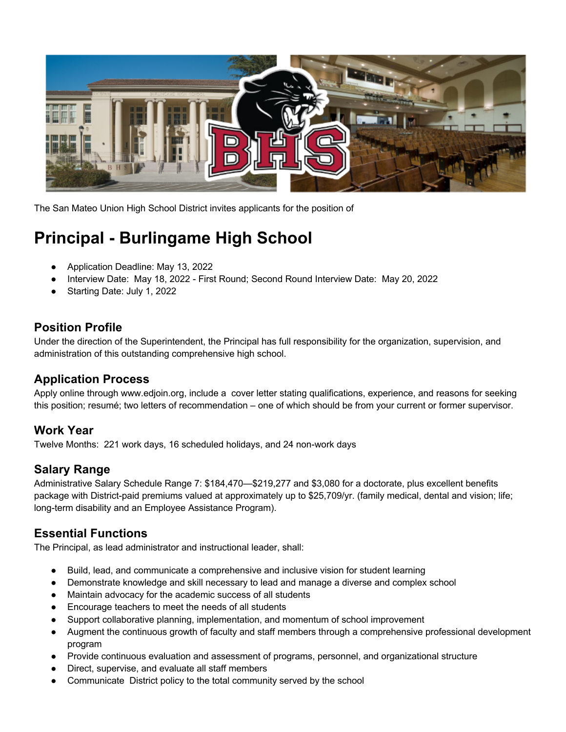The San Mateo Union High School District invites applicants for the position of

# Principal - Burlingame High School

- Application Deadline: May 13, 2022
- Interview Date: May 18, 2022 - First Round; Second Round Interview Date: May 20, 2022
- Starting Date: July 1, 2022

## Position Profile

Under the direction of the Superintendent, the Principal has full responsibility for the organization, supervision, and administration of this outstanding comprehensive high school.

## Application Process

Apply online through www.edjoin.org, include a cover letter stating qualifications, experience, and reasons for seeking this position; resumé; two letters of recommendation – one of which should be from your current or former supervisor.

## Work Year

Twelve Months: 221 work days, 16 scheduled holidays, and 24 non-work days

## Salary Range

Administrative Salary Schedule Range 7: $184,470—$219,277 and $3,080 for a doctorate, plus excellent benefits package with District-paid premiums valued at approximately up to $25,709/yr. (family medical, dental and vision; life; long-term disability and an Employee Assistance Program).

## Essential Functions

The Principal, as lead administrator and instructional leader, shall:

- Build, lead, and communicate a comprehensive and inclusive vision for student learning
- Demonstrate knowledge and skill necessary to lead and manage a diverse and complex school
- Maintain advocacy for the academic success of all students
- Encourage teachers to meet the needs of all students
- Support collaborative planning, implementation, and momentum of school improvement
- Augment the continuous growth of faculty and staff members through a comprehensive professional development program
- Provide continuous evaluation and assessment of programs, personnel, and organizational structure
- Direct, supervise, and evaluate all staff members
- Communicate District policy to the total community served by the school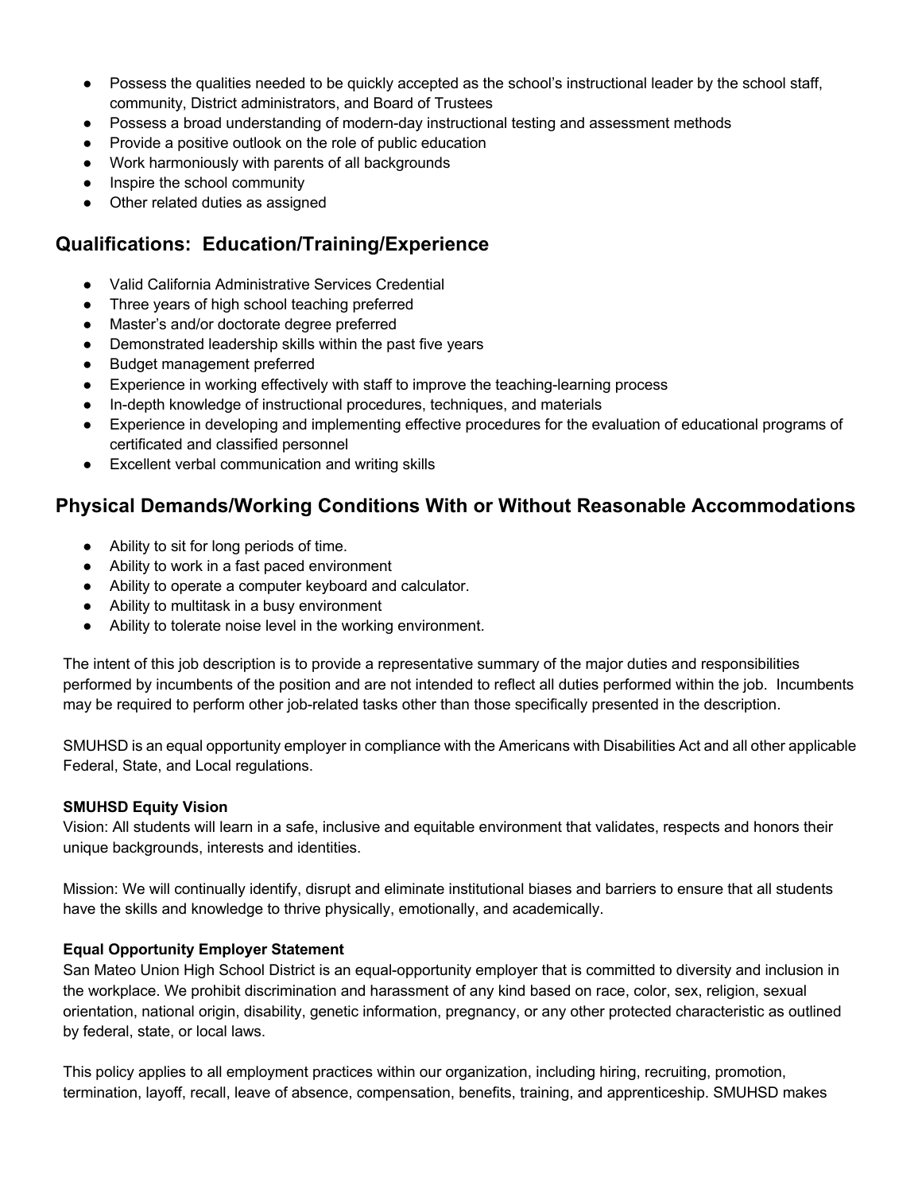- Possess the qualities needed to be quickly accepted as the school's instructional leader by the school staff, community, District administrators, and Board of Trustees
- Possess a broad understanding of modern-day instructional testing and assessment methods
- Provide a positive outlook on the role of public education
- Work harmoniously with parents of all backgrounds
- Inspire the school community
- Other related duties as assigned

## Qualifications: Education/Training/Experience

- Valid California Administrative Services Credential
- Three years of high school teaching preferred
- Master's and/or doctorate degree preferred
- Demonstrated leadership skills within the past five years
- Budget management preferred
- Experience in working effectively with staff to improve the teaching-learning process
- In-depth knowledge of instructional procedures, techniques, and materials
- Experience in developing and implementing effective procedures for the evaluation of educational programs of certificated and classified personnel
- Excellent verbal communication and writing skills

## Physical Demands/Working Conditions With or Without Reasonable Accommodations

- Ability to sit for long periods of time.
- Ability to work in a fast paced environment
- Ability to operate a computer keyboard and calculator.
- Ability to multitask in a busy environment
- Ability to tolerate noise level in the working environment.

The intent of this job description is to provide a representative summary of the major duties and responsibilities performed by incumbents of the position and are not intended to reflect all duties performed within the job. Incumbents may be required to perform other job-related tasks other than those specifically presented in the description.

SMUHSD is an equal opportunity employer in compliance with the Americans with Disabilities Act and all other applicable Federal, State, and Local regulations.

**SMUHSD Equity Vision**
Vision: All students will learn in a safe, inclusive and equitable environment that validates, respects and honors their unique backgrounds, interests and identities.

Mission: We will continually identify, disrupt and eliminate institutional biases and barriers to ensure that all students have the skills and knowledge to thrive physically, emotionally, and academically.

**Equal Opportunity Employer Statement**
San Mateo Union High School District is an equal-opportunity employer that is committed to diversity and inclusion in the workplace. We prohibit discrimination and harassment of any kind based on race, color, sex, religion, sexual orientation, national origin, disability, genetic information, pregnancy, or any other protected characteristic as outlined by federal, state, or local laws.

This policy applies to all employment practices within our organization, including hiring, recruiting, promotion, termination, layoff, recall, leave of absence, compensation, benefits, training, and apprenticeship. SMUHSD makes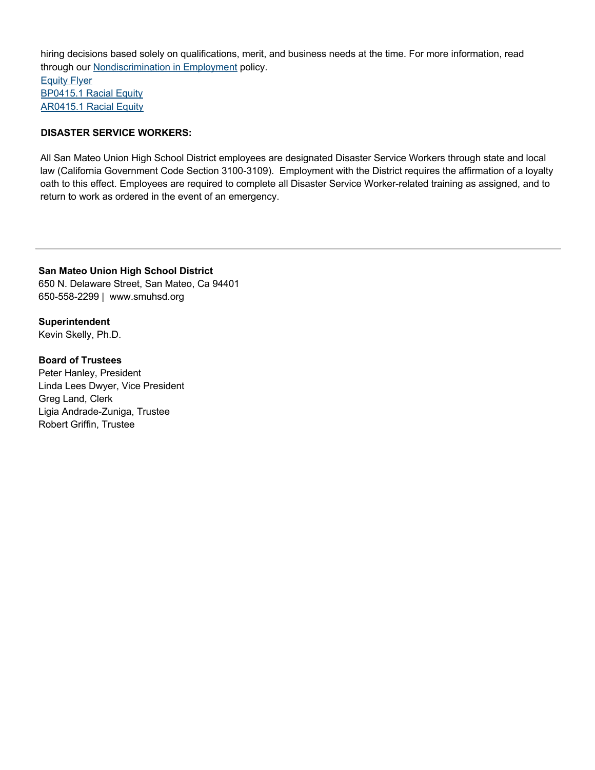hiring decisions based solely on qualifications, merit, and business needs at the time. For more information, read through our Nondiscrimination in Employment policy.
Equity Flyer
BP0415.1 Racial Equity
AR0415.1 Racial Equity

**DISASTER SERVICE WORKERS:**

All San Mateo Union High School District employees are designated Disaster Service Workers through state and local law (California Government Code Section 3100-3109). Employment with the District requires the affirmation of a loyalty oath to this effect. Employees are required to complete all Disaster Service Worker-related training as assigned, and to return to work as ordered in the event of an emergency.

---

**San Mateo Union High School District**
650 N. Delaware Street, San Mateo, Ca 94401
650-558-2299 | www.smuhsd.org

**Superintendent**
Kevin Skelly, Ph.D.

**Board of Trustees**
Peter Hanley, President
Linda Lees Dwyer, Vice President
Greg Land, Clerk
Ligia Andrade-Zuniga, Trustee
Robert Griffin, Trustee